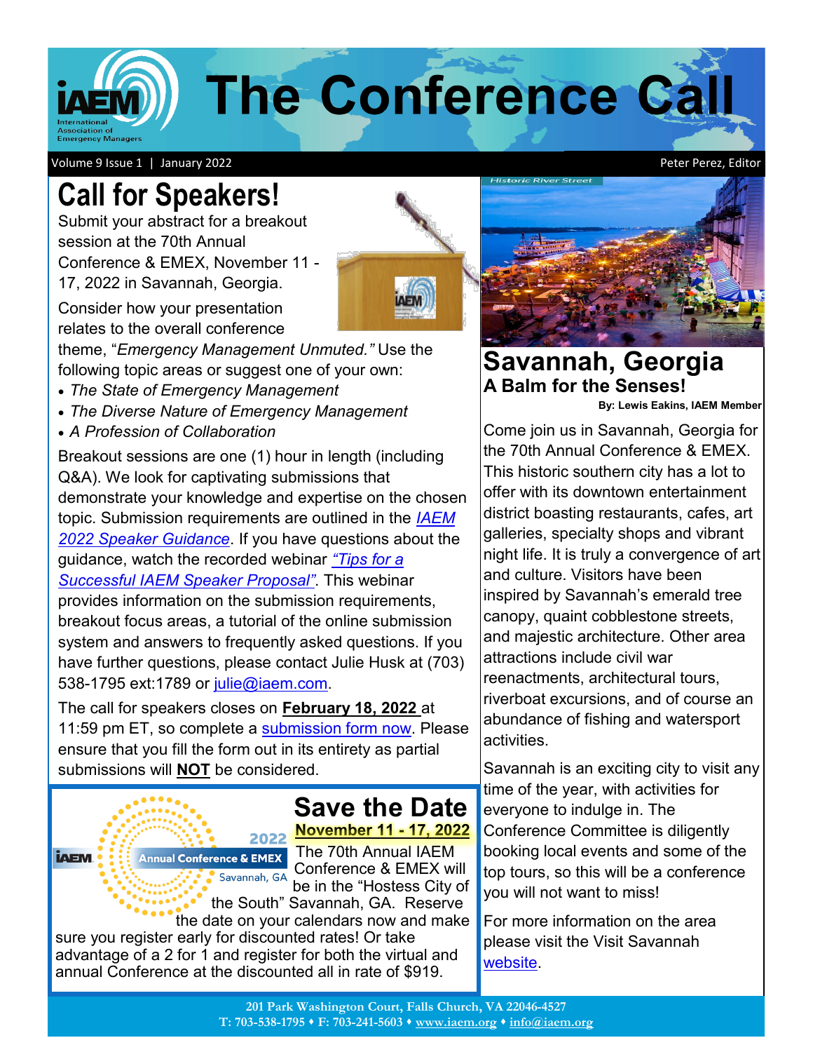# The Conference Call

Volume 9 Issue 1 | January 2022 Peter Perez, Editor

## Call for Speakers!

Submit your abstract for a breakout session at the 70th Annual Conference & EMEX, November 11 - 17, 2022 in Savannah, Georgia.

Consider how your presentation relates to the overall conference theme, "*Emergency Management Unmuted.*" Use the following topic areas or suggest one of your own:

- *The State of Emergency Management*
- *The Diverse Nature of Emergency Management*
- *A Profession of Collaboration*

Breakout sessions are one (1) hour in length (including Q&A). We look for captivating submissions that demonstrate your knowledge and expertise on the chosen topic. Submission requirements are outlined in the *IAEM 2022 Speaker Guidance*. If you have questions about the guidance, watch the recorded webinar *"Tips for a Successful IAEM Speaker Proposal"*. This webinar provides information on the submission requirements, breakout focus areas, a tutorial of the online submission system and answers to frequently asked questions. If you have further questions, please contact Julie Husk at (703) 538-1795 ext:1789 or julie@iaem.com.

The call for speakers closes on **February 18, 2022** at 11:59 pm ET, so complete a submission form now. Please ensure that you fill the form out in its entirety as partial submissions will **NOT** be considered.

## Save the Date

**November 11 - 17, 2022**

The 70th Annual IAEM Conference & EMEX will be in the "Hostess City of the South" Savannah, GA. Reserve the date on your calendars now and make sure you register early for discounted rates! Or take advantage of a 2 for 1 and register for both the virtual and annual Conference at the discounted all in rate of $919.

## Savannah, Georgia

### A Balm for the Senses!

**By: Lewis Eakins, IAEM Member**

Come join us in Savannah, Georgia for the 70th Annual Conference & EMEX. This historic southern city has a lot to offer with its downtown entertainment district boasting restaurants, cafes, art galleries, specialty shops and vibrant night life. It is truly a convergence of art and culture. Visitors have been inspired by Savannah's emerald tree canopy, quaint cobblestone streets, and majestic architecture. Other area attractions include civil war reenactments, architectural tours, riverboat excursions, and of course an abundance of fishing and watersport activities.

Savannah is an exciting city to visit any time of the year, with activities for everyone to indulge in. The Conference Committee is diligently booking local events and some of the top tours, so this will be a conference you will not want to miss!

For more information on the area please visit the Visit Savannah website.

**201 Park Washington Court, Falls Church, VA 22046-4527**
**T: 703-538-1795 ♦ F: 703-241-5603 ♦ www.iaem.org ♦ info@iaem.org**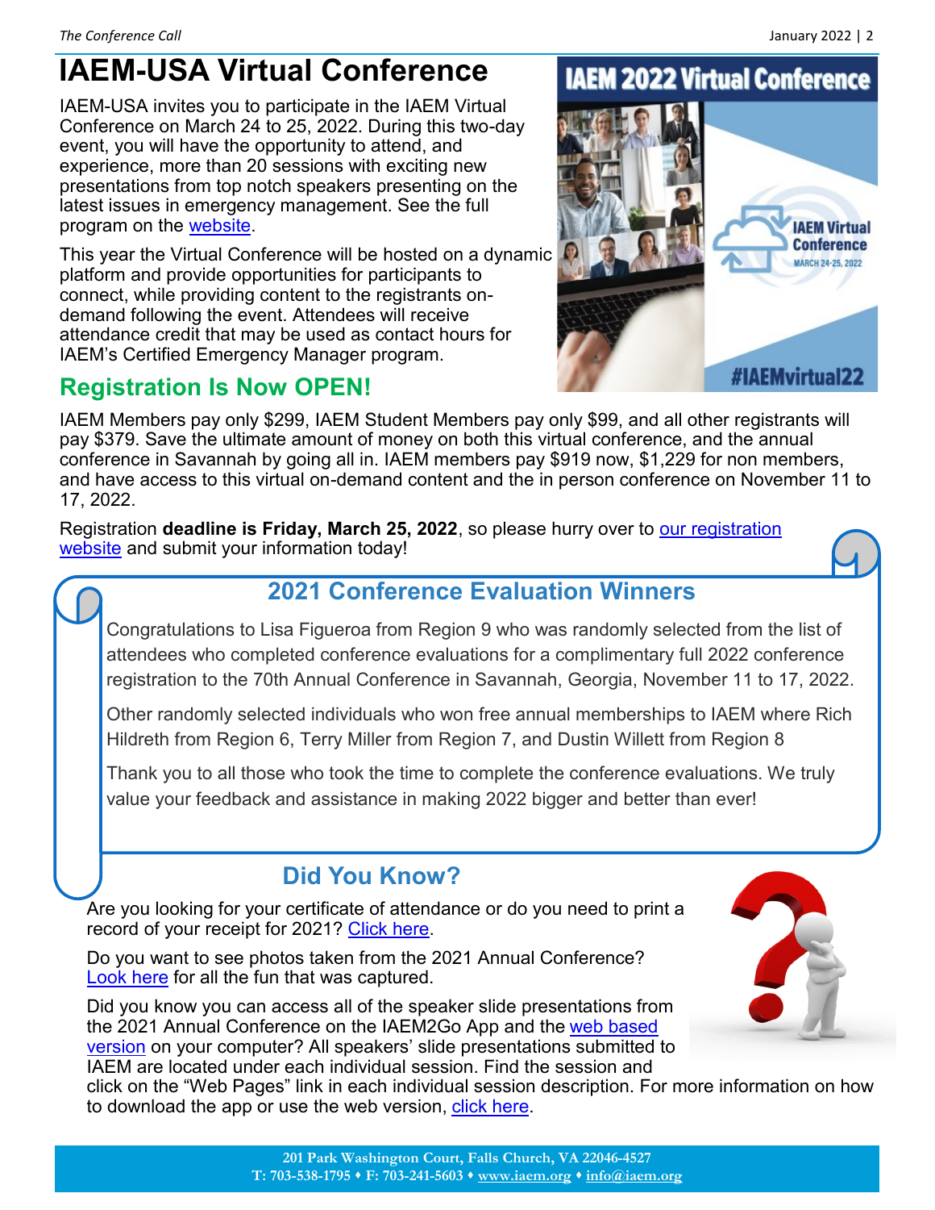# IAEM-USA Virtual Conference

IAEM-USA invites you to participate in the IAEM Virtual Conference on March 24 to 25, 2022. During this two-day event, you will have the opportunity to attend, and experience, more than 20 sessions with exciting new presentations from top notch speakers presenting on the latest issues in emergency management. See the full program on the website.

This year the Virtual Conference will be hosted on a dynamic platform and provide opportunities for participants to connect, while providing content to the registrants on-demand following the event. Attendees will receive attendance credit that may be used as contact hours for IAEM's Certified Emergency Manager program.

IAEM 2022 Virtual Conference

IAEM Virtual Conference

MARCH 24-25, 2022

#IAEMvirtual22

## Registration Is Now OPEN!

IAEM Members pay only $299, IAEM Student Members pay only $99, and all other registrants will pay $379. Save the ultimate amount of money on both this virtual conference, and the annual conference in Savannah by going all in. IAEM members pay $919 now, $1,229 for non members, and have access to this virtual on-demand content and the in person conference on November 11 to 17, 2022.

Registration **deadline is Friday, March 25, 2022**, so please hurry over to our registration website and submit your information today!

## 2021 Conference Evaluation Winners

Congratulations to Lisa Figueroa from Region 9 who was randomly selected from the list of attendees who completed conference evaluations for a complimentary full 2022 conference registration to the 70th Annual Conference in Savannah, Georgia, November 11 to 17, 2022.

Other randomly selected individuals who won free annual memberships to IAEM where Rich Hildreth from Region 6, Terry Miller from Region 7, and Dustin Willett from Region 8

Thank you to all those who took the time to complete the conference evaluations. We truly value your feedback and assistance in making 2022 bigger and better than ever!

## Did You Know?

Are you looking for your certificate of attendance or do you need to print a record of your receipt for 2021? Click here.

Do you want to see photos taken from the 2021 Annual Conference? Look here for all the fun that was captured.

Did you know you can access all of the speaker slide presentations from the 2021 Annual Conference on the IAEM2Go App and the web based version on your computer? All speakers' slide presentations submitted to IAEM are located under each individual session. Find the session and click on the "Web Pages" link in each individual session description. For more information on how to download the app or use the web version, click here.

201 Park Washington Court, Falls Church, VA 22046-4527
T: 703-538-1795 ♦ F: 703-241-5603 ♦ www.iaem.org ♦ info@iaem.org